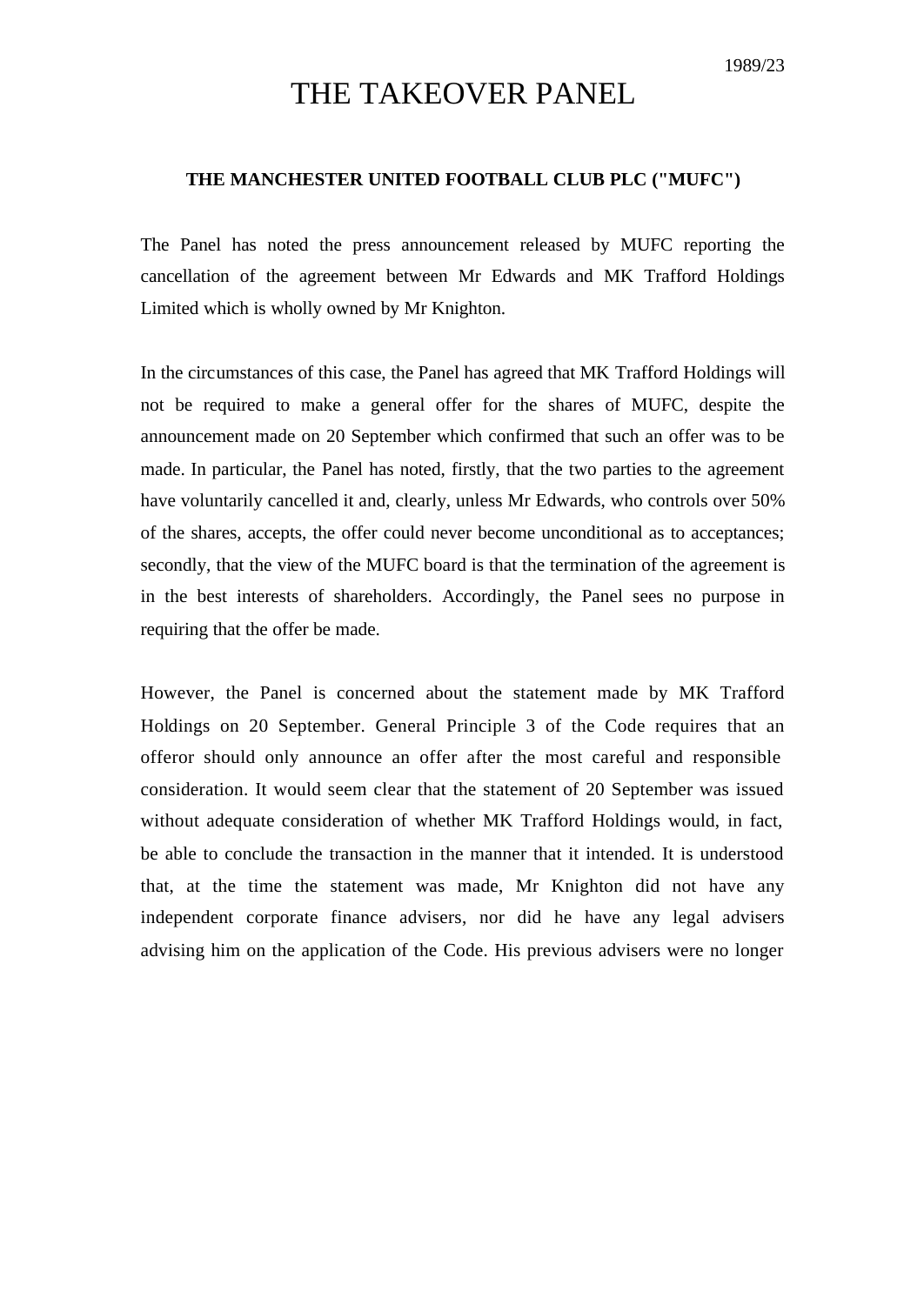1989/23

# THE TAKEOVER PANEL

**THE MANCHESTER UNITED FOOTBALL CLUB PLC ("MUFC")**

The Panel has noted the press announcement released by MUFC reporting the cancellation of the agreement between Mr Edwards and MK Trafford Holdings Limited which is wholly owned by Mr Knighton.

In the circumstances of this case, the Panel has agreed that MK Trafford Holdings will not be required to make a general offer for the shares of MUFC, despite the announcement made on 20 September which confirmed that such an offer was to be made. In particular, the Panel has noted, firstly, that the two parties to the agreement have voluntarily cancelled it and, clearly, unless Mr Edwards, who controls over 50% of the shares, accepts, the offer could never become unconditional as to acceptances; secondly, that the view of the MUFC board is that the termination of the agreement is in the best interests of shareholders. Accordingly, the Panel sees no purpose in requiring that the offer be made.

However, the Panel is concerned about the statement made by MK Trafford Holdings on 20 September. General Principle 3 of the Code requires that an offeror should only announce an offer after the most careful and responsible consideration. It would seem clear that the statement of 20 September was issued without adequate consideration of whether MK Trafford Holdings would, in fact, be able to conclude the transaction in the manner that it intended. It is understood that, at the time the statement was made, Mr Knighton did not have any independent corporate finance advisers, nor did he have any legal advisers advising him on the application of the Code. His previous advisers were no longer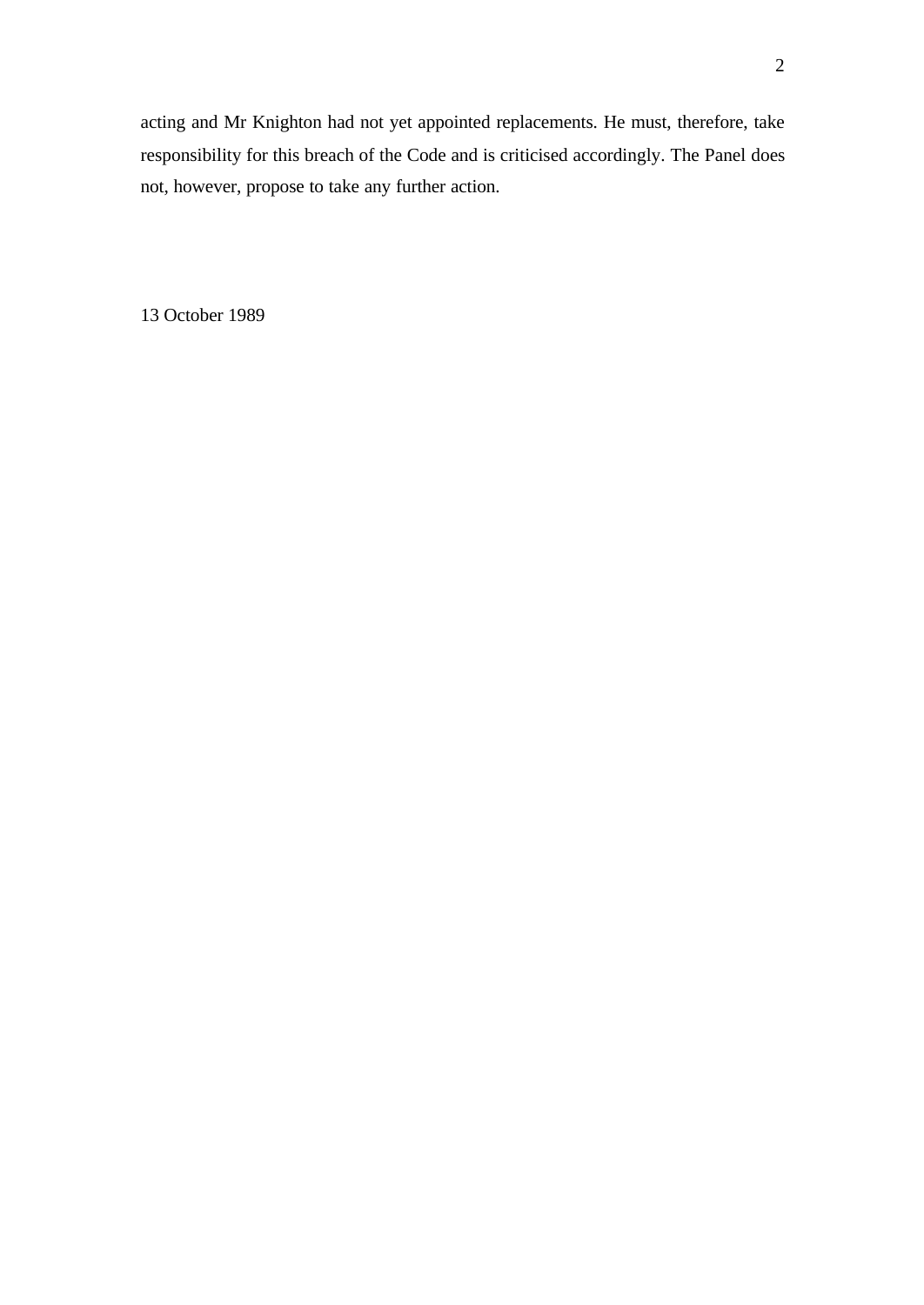acting and Mr Knighton had not yet appointed replacements. He must, therefore, take responsibility for this breach of the Code and is criticised accordingly. The Panel does not, however, propose to take any further action.

13 October 1989